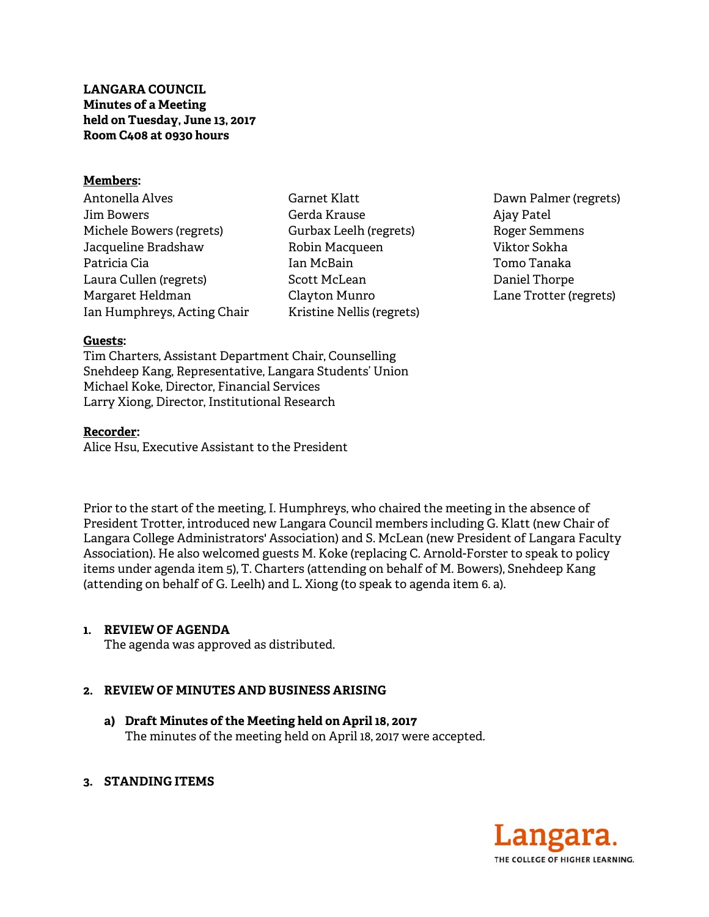**LANGARA COUNCIL**
**Minutes of a Meeting**
**held on Tuesday, June 13, 2017**
**Room C408 at 0930 hours**

**Members:**

Antonella Alves
Jim Bowers
Michele Bowers (regrets)
Jacqueline Bradshaw
Patricia Cia
Laura Cullen (regrets)
Margaret Heldman
Ian Humphreys, Acting Chair
Garnet Klatt
Gerda Krause
Gurbax Leelh (regrets)
Robin Macqueen
Ian McBain
Scott McLean
Clayton Munro
Kristine Nellis (regrets)
Dawn Palmer (regrets)
Ajay Patel
Roger Semmens
Viktor Sokha
Tomo Tanaka
Daniel Thorpe
Lane Trotter (regrets)

**Guests:**

Tim Charters, Assistant Department Chair, Counselling
Snehdeep Kang, Representative, Langara Students' Union
Michael Koke, Director, Financial Services
Larry Xiong, Director, Institutional Research

**Recorder:**

Alice Hsu, Executive Assistant to the President

Prior to the start of the meeting, I. Humphreys, who chaired the meeting in the absence of President Trotter, introduced new Langara Council members including G. Klatt (new Chair of Langara College Administrators' Association) and S. McLean (new President of Langara Faculty Association). He also welcomed guests M. Koke (replacing C. Arnold-Forster to speak to policy items under agenda item 5), T. Charters (attending on behalf of M. Bowers), Snehdeep Kang (attending on behalf of G. Leelh) and L. Xiong (to speak to agenda item 6. a).

1. **REVIEW OF AGENDA**
   The agenda was approved as distributed.

2. **REVIEW OF MINUTES AND BUSINESS ARISING**

   a) **Draft Minutes of the Meeting held on April 18, 2017**
      The minutes of the meeting held on April 18, 2017 were accepted.

3. **STANDING ITEMS**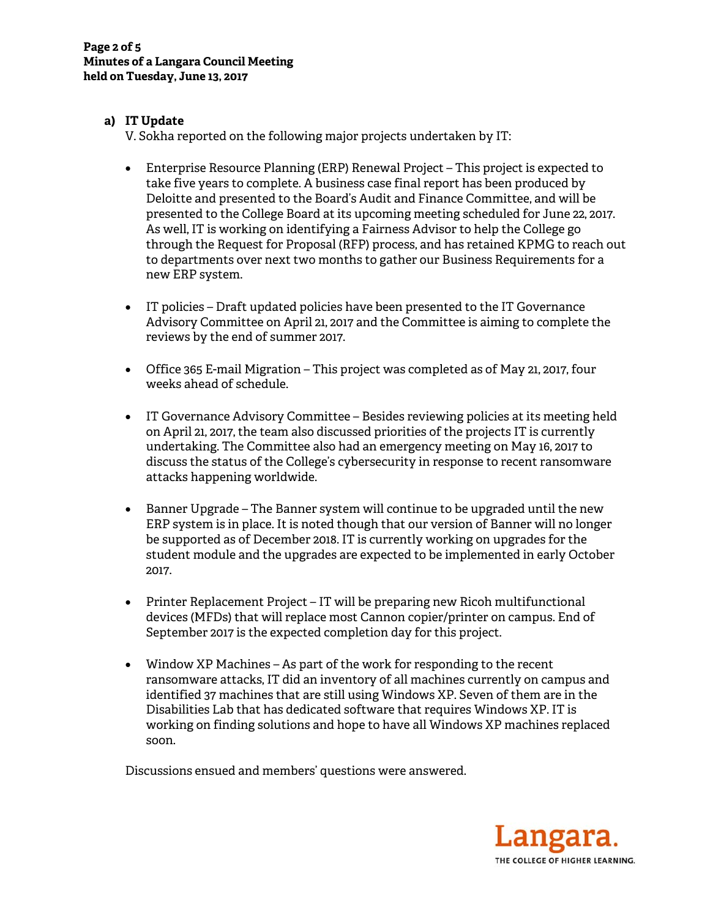**a) IT Update**

V. Sokha reported on the following major projects undertaken by IT:

- Enterprise Resource Planning (ERP) Renewal Project – This project is expected to take five years to complete. A business case final report has been produced by Deloitte and presented to the Board's Audit and Finance Committee, and will be presented to the College Board at its upcoming meeting scheduled for June 22, 2017. As well, IT is working on identifying a Fairness Advisor to help the College go through the Request for Proposal (RFP) process, and has retained KPMG to reach out to departments over next two months to gather our Business Requirements for a new ERP system.

- IT policies – Draft updated policies have been presented to the IT Governance Advisory Committee on April 21, 2017 and the Committee is aiming to complete the reviews by the end of summer 2017.

- Office 365 E-mail Migration – This project was completed as of May 21, 2017, four weeks ahead of schedule.

- IT Governance Advisory Committee – Besides reviewing policies at its meeting held on April 21, 2017, the team also discussed priorities of the projects IT is currently undertaking. The Committee also had an emergency meeting on May 16, 2017 to discuss the status of the College's cybersecurity in response to recent ransomware attacks happening worldwide.

- Banner Upgrade – The Banner system will continue to be upgraded until the new ERP system is in place. It is noted though that our version of Banner will no longer be supported as of December 2018. IT is currently working on upgrades for the student module and the upgrades are expected to be implemented in early October 2017.

- Printer Replacement Project – IT will be preparing new Ricoh multifunctional devices (MFDs) that will replace most Cannon copier/printer on campus. End of September 2017 is the expected completion day for this project.

- Window XP Machines – As part of the work for responding to the recent ransomware attacks, IT did an inventory of all machines currently on campus and identified 37 machines that are still using Windows XP. Seven of them are in the Disabilities Lab that has dedicated software that requires Windows XP. IT is working on finding solutions and hope to have all Windows XP machines replaced soon.

Discussions ensued and members' questions were answered.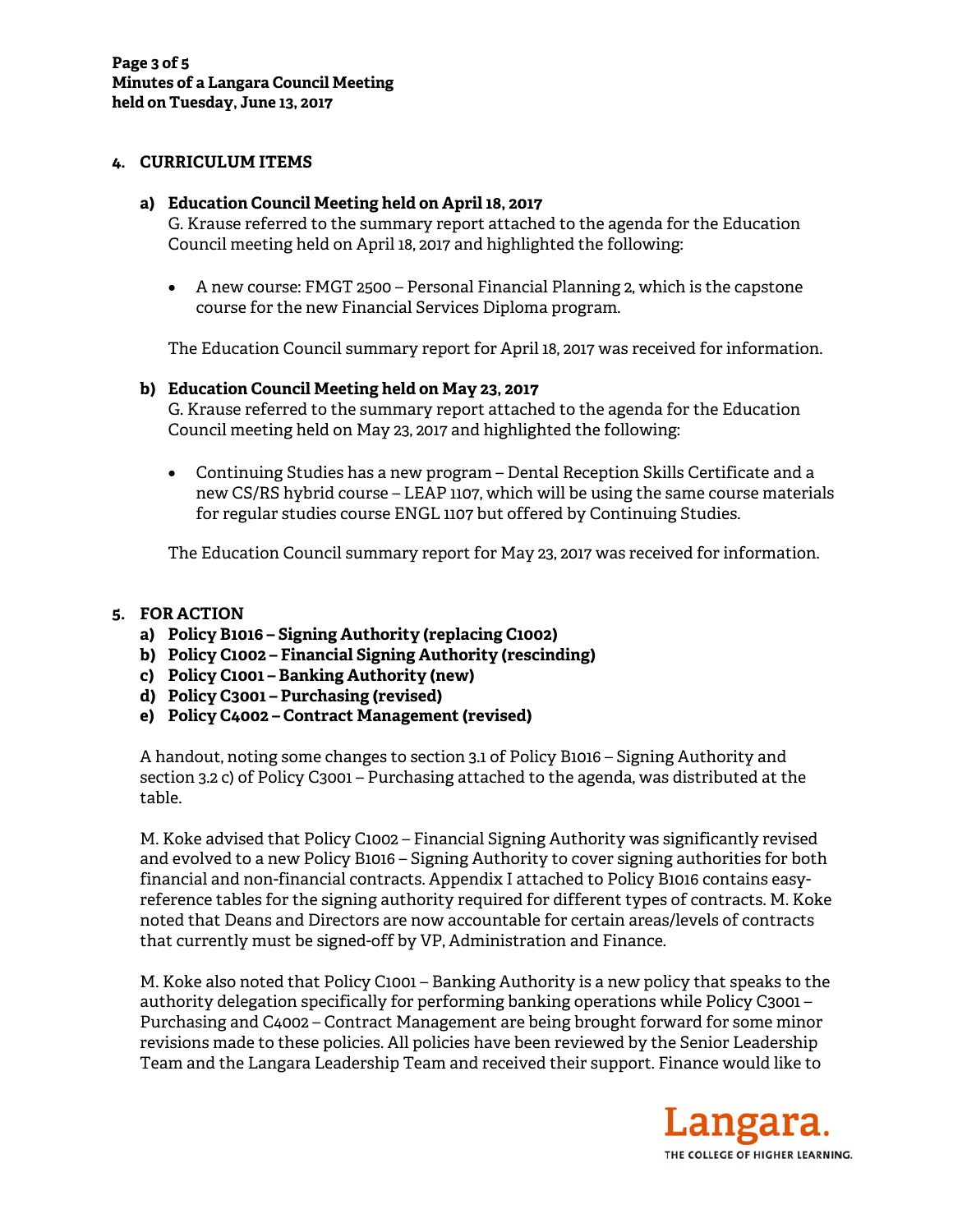## 4. CURRICULUM ITEMS

### a) Education Council Meeting held on April 18, 2017

G. Krause referred to the summary report attached to the agenda for the Education Council meeting held on April 18, 2017 and highlighted the following:

- A new course: FMGT 2500 – Personal Financial Planning 2, which is the capstone course for the new Financial Services Diploma program.

The Education Council summary report for April 18, 2017 was received for information.

### b) Education Council Meeting held on May 23, 2017

G. Krause referred to the summary report attached to the agenda for the Education Council meeting held on May 23, 2017 and highlighted the following:

- Continuing Studies has a new program – Dental Reception Skills Certificate and a new CS/RS hybrid course – LEAP 1107, which will be using the same course materials for regular studies course ENGL 1107 but offered by Continuing Studies.

The Education Council summary report for May 23, 2017 was received for information.

## 5. FOR ACTION

**a) Policy B1016 – Signing Authority (replacing C1002)**
**b) Policy C1002 – Financial Signing Authority (rescinding)**
**c) Policy C1001 – Banking Authority (new)**
**d) Policy C3001 – Purchasing (revised)**
**e) Policy C4002 – Contract Management (revised)**

A handout, noting some changes to section 3.1 of Policy B1016 – Signing Authority and section 3.2 c) of Policy C3001 – Purchasing attached to the agenda, was distributed at the table.

M. Koke advised that Policy C1002 – Financial Signing Authority was significantly revised and evolved to a new Policy B1016 – Signing Authority to cover signing authorities for both financial and non-financial contracts. Appendix I attached to Policy B1016 contains easy-reference tables for the signing authority required for different types of contracts. M. Koke noted that Deans and Directors are now accountable for certain areas/levels of contracts that currently must be signed-off by VP, Administration and Finance.

M. Koke also noted that Policy C1001 – Banking Authority is a new policy that speaks to the authority delegation specifically for performing banking operations while Policy C3001 – Purchasing and C4002 – Contract Management are being brought forward for some minor revisions made to these policies. All policies have been reviewed by the Senior Leadership Team and the Langara Leadership Team and received their support. Finance would like to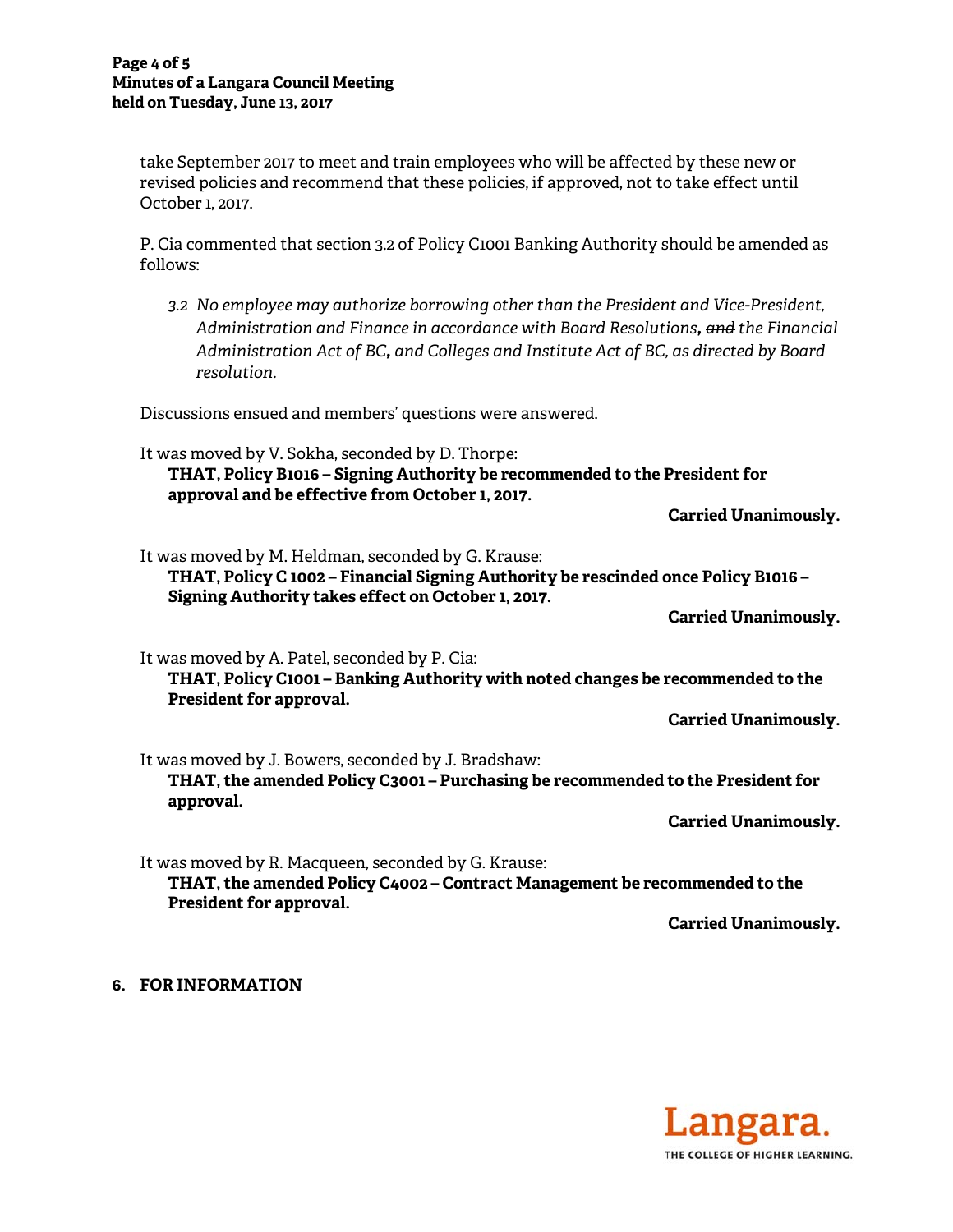take September 2017 to meet and train employees who will be affected by these new or revised policies and recommend that these policies, if approved, not to take effect until October 1, 2017.

P. Cia commented that section 3.2 of Policy C1001 Banking Authority should be amended as follows:

> *3.2 No employee may authorize borrowing other than the President and Vice-President, Administration and Finance in accordance with Board Resolutions**,** ~~and~~ the Financial Administration Act of BC**,** and Colleges and Institute Act of BC, as directed by Board resolution.*

Discussions ensued and members' questions were answered.

It was moved by V. Sokha, seconded by D. Thorpe:

> **THAT, Policy B1016 – Signing Authority be recommended to the President for approval and be effective from October 1, 2017.**

**Carried Unanimously.**

It was moved by M. Heldman, seconded by G. Krause:

> **THAT, Policy C 1002 – Financial Signing Authority be rescinded once Policy B1016 – Signing Authority takes effect on October 1, 2017.**

**Carried Unanimously.**

It was moved by A. Patel, seconded by P. Cia:

> **THAT, Policy C1001 – Banking Authority with noted changes be recommended to the President for approval.**

**Carried Unanimously.**

It was moved by J. Bowers, seconded by J. Bradshaw:

> **THAT, the amended Policy C3001 – Purchasing be recommended to the President for approval.**

**Carried Unanimously.**

It was moved by R. Macqueen, seconded by G. Krause:

> **THAT, the amended Policy C4002 – Contract Management be recommended to the President for approval.**

**Carried Unanimously.**

## 6. FOR INFORMATION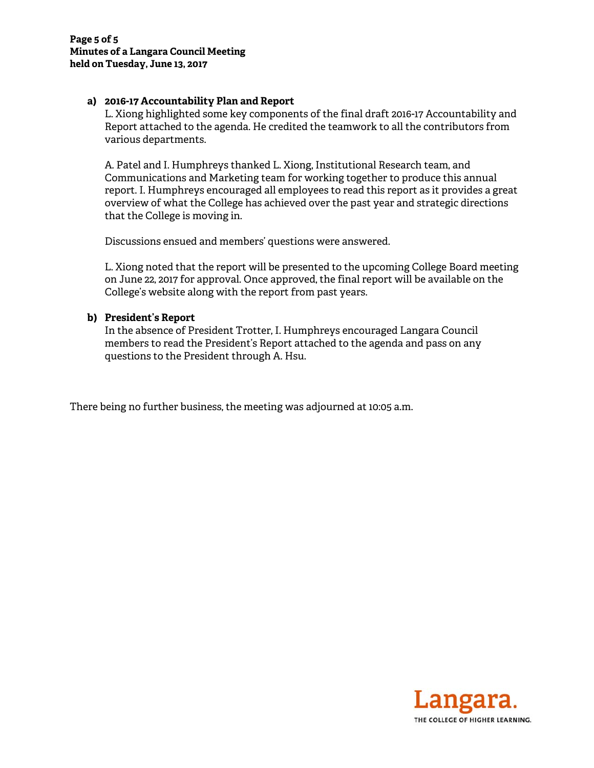**a) 2016-17 Accountability Plan and Report**

L. Xiong highlighted some key components of the final draft 2016-17 Accountability and Report attached to the agenda. He credited the teamwork to all the contributors from various departments.

A. Patel and I. Humphreys thanked L. Xiong, Institutional Research team, and Communications and Marketing team for working together to produce this annual report. I. Humphreys encouraged all employees to read this report as it provides a great overview of what the College has achieved over the past year and strategic directions that the College is moving in.

Discussions ensued and members' questions were answered.

L. Xiong noted that the report will be presented to the upcoming College Board meeting on June 22, 2017 for approval. Once approved, the final report will be available on the College's website along with the report from past years.

**b) President's Report**

In the absence of President Trotter, I. Humphreys encouraged Langara Council members to read the President's Report attached to the agenda and pass on any questions to the President through A. Hsu.

There being no further business, the meeting was adjourned at 10:05 a.m.